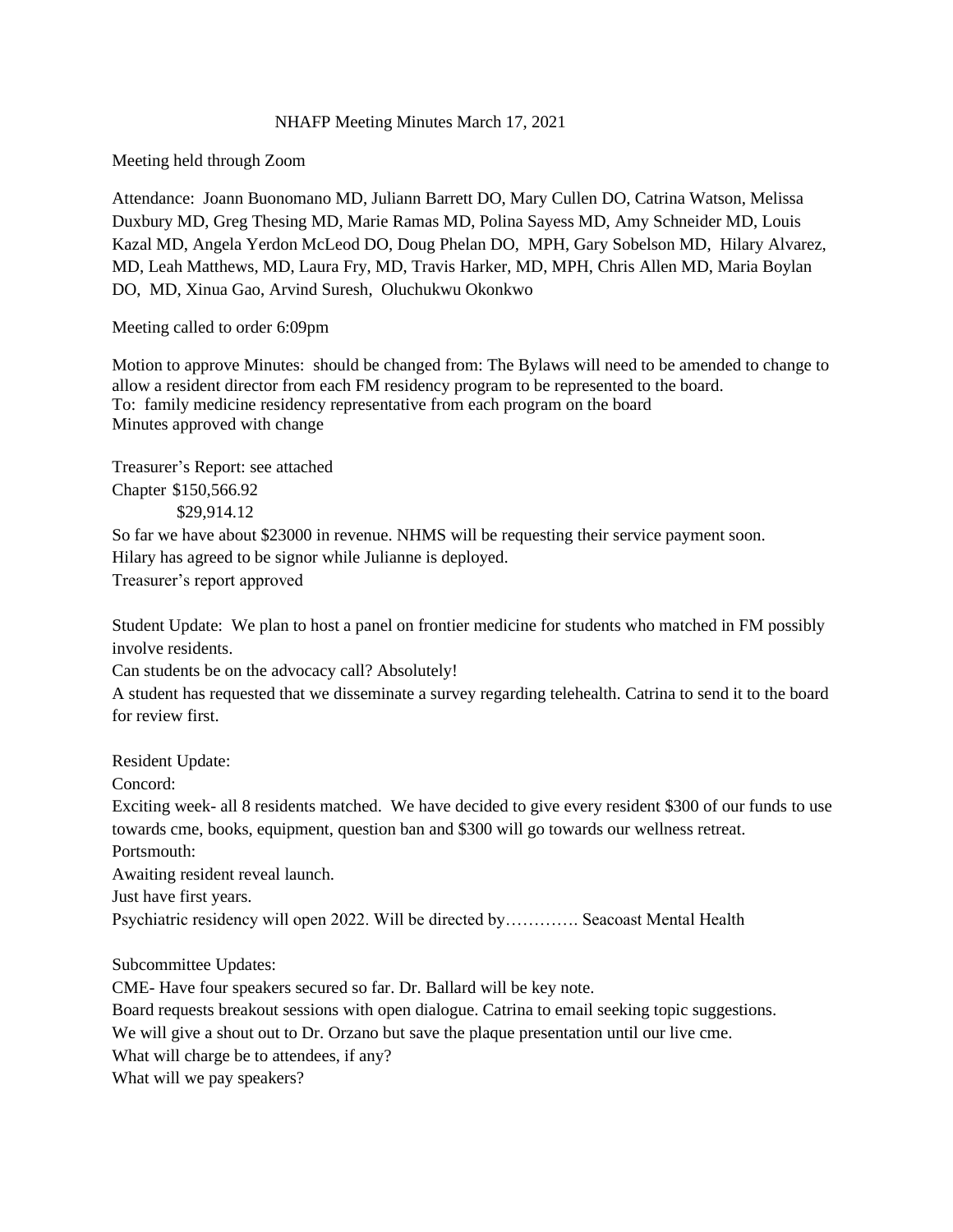# NHAFP Meeting Minutes March 17, 2021

Meeting held through Zoom

Attendance: Joann Buonomano MD, Juliann Barrett DO, Mary Cullen DO, Catrina Watson, Melissa Duxbury MD, Greg Thesing MD, Marie Ramas MD, Polina Sayess MD, Amy Schneider MD, Louis Kazal MD, Angela Yerdon McLeod DO, Doug Phelan DO, MPH, Gary Sobelson MD, Hilary Alvarez, MD, Leah Matthews, MD, Laura Fry, MD, Travis Harker, MD, MPH, Chris Allen MD, Maria Boylan DO, MD, Xinua Gao, Arvind Suresh, Oluchukwu Okonkwo

Meeting called to order 6:09pm

Motion to approve Minutes: should be changed from: The Bylaws will need to be amended to change to allow a resident director from each FM residency program to be represented to the board.
To: family medicine residency representative from each program on the board
Minutes approved with change

Treasurer's Report: see attached
Chapter $150,566.92
$29,914.12
So far we have about $23000 in revenue. NHMS will be requesting their service payment soon.
Hilary has agreed to be signor while Julianne is deployed.
Treasurer's report approved

Student Update: We plan to host a panel on frontier medicine for students who matched in FM possibly involve residents.
Can students be on the advocacy call? Absolutely!
A student has requested that we disseminate a survey regarding telehealth. Catrina to send it to the board for review first.

Resident Update:
Concord:
Exciting week- all 8 residents matched. We have decided to give every resident $300 of our funds to use towards cme, books, equipment, question ban and $300 will go towards our wellness retreat.
Portsmouth:
Awaiting resident reveal launch.
Just have first years.
Psychiatric residency will open 2022. Will be directed by…………. Seacoast Mental Health

Subcommittee Updates:
CME- Have four speakers secured so far. Dr. Ballard will be key note.
Board requests breakout sessions with open dialogue. Catrina to email seeking topic suggestions.
We will give a shout out to Dr. Orzano but save the plaque presentation until our live cme.
What will charge be to attendees, if any?
What will we pay speakers?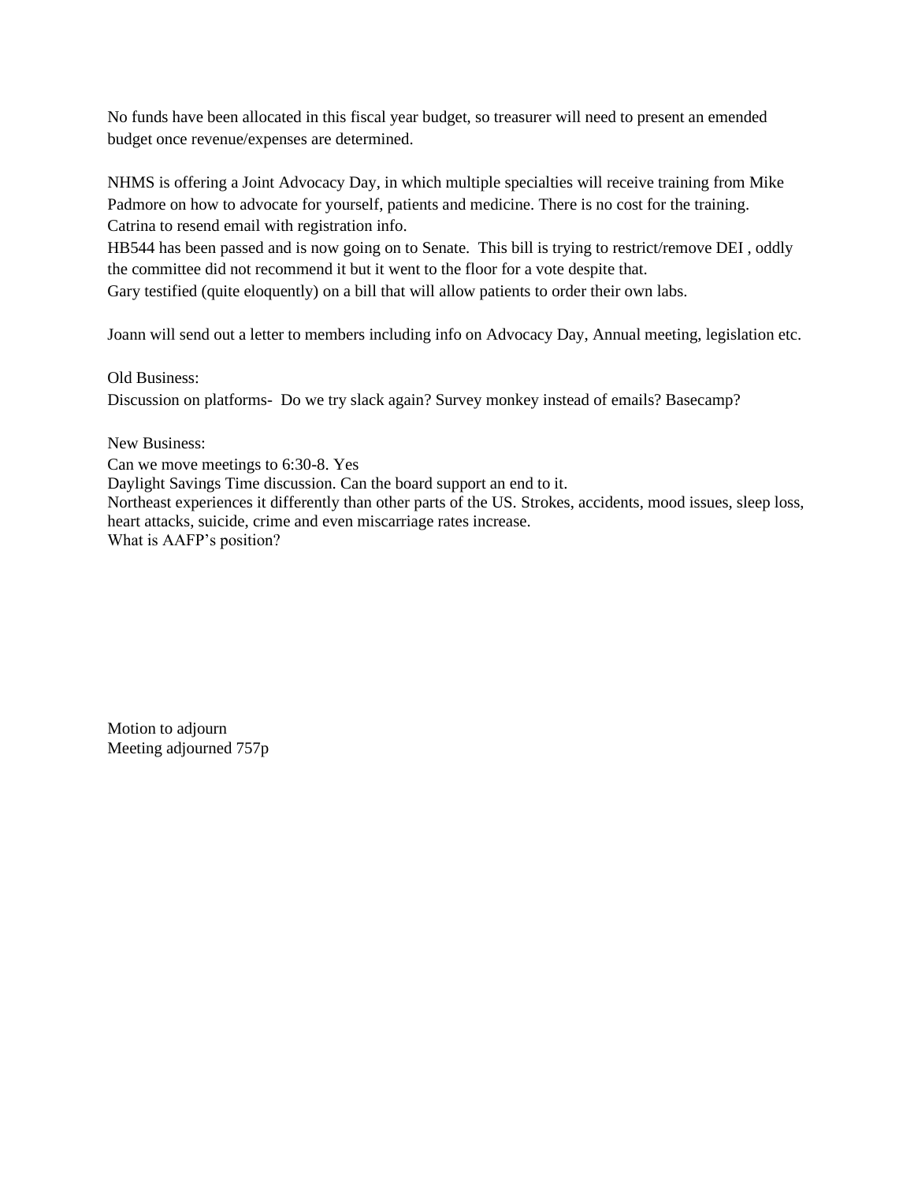No funds have been allocated in this fiscal year budget, so treasurer will need to present an emended budget once revenue/expenses are determined.

NHMS is offering a Joint Advocacy Day, in which multiple specialties will receive training from Mike Padmore on how to advocate for yourself, patients and medicine. There is no cost for the training. Catrina to resend email with registration info.
HB544 has been passed and is now going on to Senate. This bill is trying to restrict/remove DEI , oddly the committee did not recommend it but it went to the floor for a vote despite that.
Gary testified (quite eloquently) on a bill that will allow patients to order their own labs.

Joann will send out a letter to members including info on Advocacy Day, Annual meeting, legislation etc.

Old Business:
Discussion on platforms- Do we try slack again? Survey monkey instead of emails? Basecamp?

New Business:
Can we move meetings to 6:30-8. Yes
Daylight Savings Time discussion. Can the board support an end to it.
Northeast experiences it differently than other parts of the US. Strokes, accidents, mood issues, sleep loss, heart attacks, suicide, crime and even miscarriage rates increase.
What is AAFP's position?

Motion to adjourn
Meeting adjourned 757p